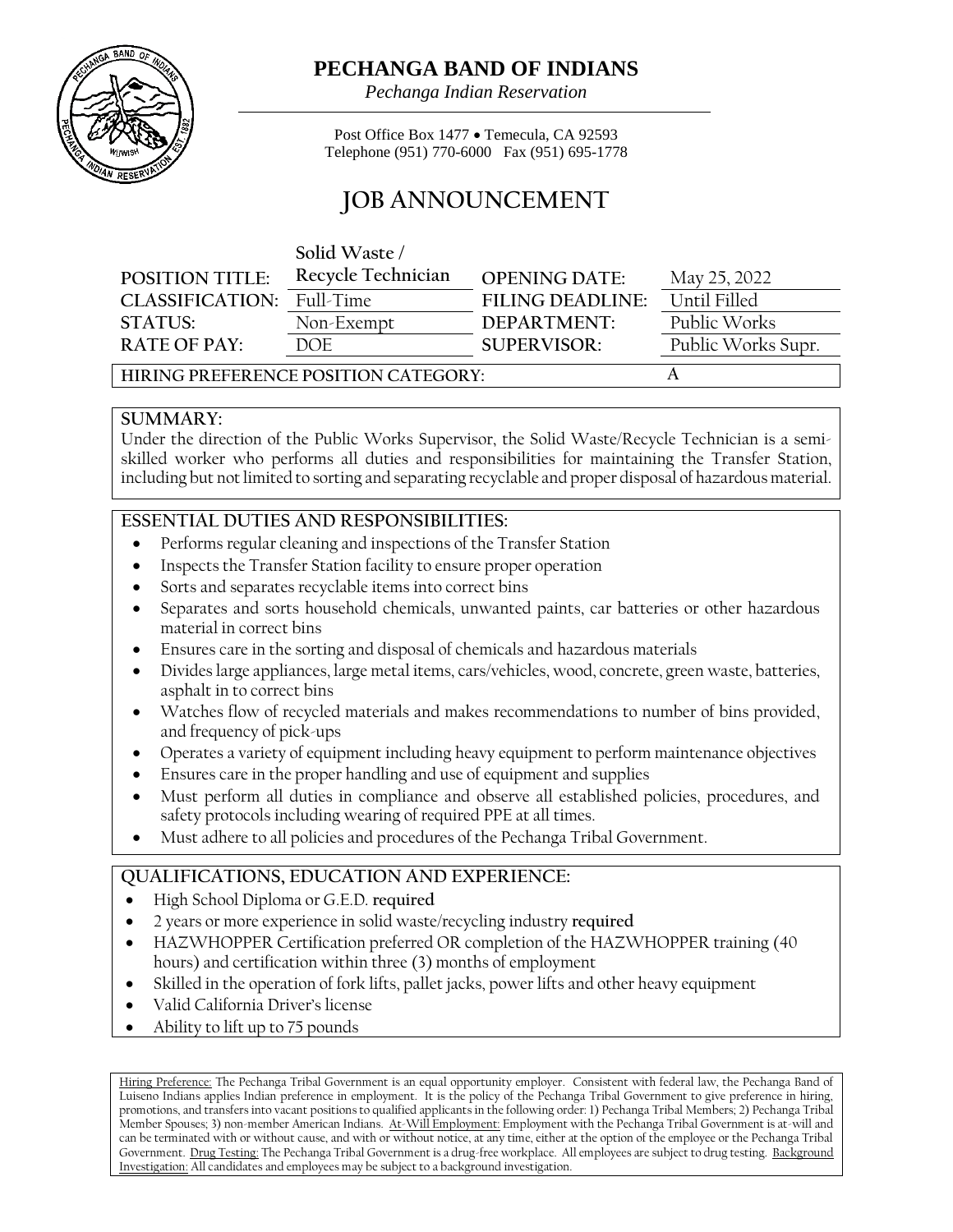# PECHANGA BAND OF INDIANS

*Pechanga Indian Reservation*

Post Office Box 1477 • Temecula, CA 92593
Telephone (951) 770-6000 Fax (951) 695-1778

## JOB ANNOUNCEMENT

| | | | |
|---|---|---|---|
| POSITION TITLE: | Solid Waste / Recycle Technician | OPENING DATE: | May 25, 2022 |
| CLASSIFICATION: | Full-Time | FILING DEADLINE: | Until Filled |
| STATUS: | Non-Exempt | DEPARTMENT: | Public Works |
| RATE OF PAY: | DOE | SUPERVISOR: | Public Works Supr. |
| HIRING PREFERENCE POSITION CATEGORY: | | | A |

### SUMMARY:

Under the direction of the Public Works Supervisor, the Solid Waste/Recycle Technician is a semi-skilled worker who performs all duties and responsibilities for maintaining the Transfer Station, including but not limited to sorting and separating recyclable and proper disposal of hazardous material.

### ESSENTIAL DUTIES AND RESPONSIBILITIES:

- Performs regular cleaning and inspections of the Transfer Station
- Inspects the Transfer Station facility to ensure proper operation
- Sorts and separates recyclable items into correct bins
- Separates and sorts household chemicals, unwanted paints, car batteries or other hazardous material in correct bins
- Ensures care in the sorting and disposal of chemicals and hazardous materials
- Divides large appliances, large metal items, cars/vehicles, wood, concrete, green waste, batteries, asphalt in to correct bins
- Watches flow of recycled materials and makes recommendations to number of bins provided, and frequency of pick-ups
- Operates a variety of equipment including heavy equipment to perform maintenance objectives
- Ensures care in the proper handling and use of equipment and supplies
- Must perform all duties in compliance and observe all established policies, procedures, and safety protocols including wearing of required PPE at all times.
- Must adhere to all policies and procedures of the Pechanga Tribal Government.

### QUALIFICATIONS, EDUCATION AND EXPERIENCE:

- High School Diploma or G.E.D. **required**
- 2 years or more experience in solid waste/recycling industry **required**
- HAZWHOPPER Certification preferred OR completion of the HAZWHOPPER training (40 hours) and certification within three (3) months of employment
- Skilled in the operation of fork lifts, pallet jacks, power lifts and other heavy equipment
- Valid California Driver's license
- Ability to lift up to 75 pounds

Hiring Preference: The Pechanga Tribal Government is an equal opportunity employer. Consistent with federal law, the Pechanga Band of Luiseno Indians applies Indian preference in employment. It is the policy of the Pechanga Tribal Government to give preference in hiring, promotions, and transfers into vacant positions to qualified applicants in the following order: 1) Pechanga Tribal Members; 2) Pechanga Tribal Member Spouses; 3) non-member American Indians. At-Will Employment: Employment with the Pechanga Tribal Government is at-will and can be terminated with or without cause, and with or without notice, at any time, either at the option of the employee or the Pechanga Tribal Government. Drug Testing: The Pechanga Tribal Government is a drug-free workplace. All employees are subject to drug testing. Background Investigation: All candidates and employees may be subject to a background investigation.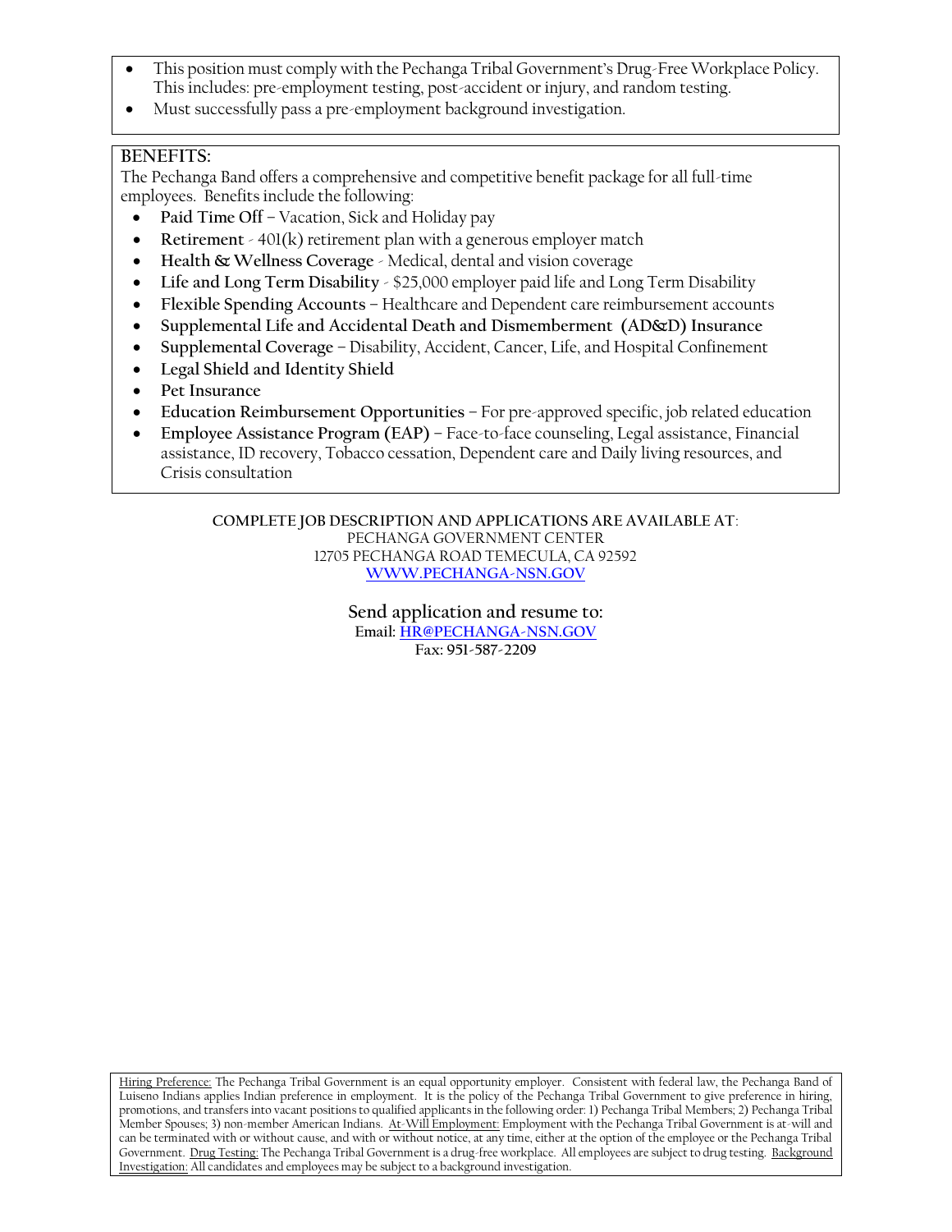- This position must comply with the Pechanga Tribal Government's Drug-Free Workplace Policy. This includes: pre-employment testing, post-accident or injury, and random testing.
- Must successfully pass a pre-employment background investigation.

**BENEFITS:**

The Pechanga Band offers a comprehensive and competitive benefit package for all full-time employees. Benefits include the following:

- **Paid Time Off** – Vacation, Sick and Holiday pay
- **Retirement** - 401(k) retirement plan with a generous employer match
- **Health & Wellness Coverage** - Medical, dental and vision coverage
- **Life and Long Term Disability** - $25,000 employer paid life and Long Term Disability
- **Flexible Spending Accounts** – Healthcare and Dependent care reimbursement accounts
- **Supplemental Life and Accidental Death and Dismemberment (AD&D) Insurance**
- **Supplemental Coverage** – Disability, Accident, Cancer, Life, and Hospital Confinement
- **Legal Shield and Identity Shield**
- **Pet Insurance**
- **Education Reimbursement Opportunities** – For pre-approved specific, job related education
- **Employee Assistance Program (EAP)** – Face-to-face counseling, Legal assistance, Financial assistance, ID recovery, Tobacco cessation, Dependent care and Daily living resources, and Crisis consultation

**COMPLETE JOB DESCRIPTION AND APPLICATIONS ARE AVAILABLE AT:**
PECHANGA GOVERNMENT CENTER
12705 PECHANGA ROAD TEMECULA, CA 92592
WWW.PECHANGA-NSN.GOV

**Send application and resume to:**
**Email:** HR@PECHANGA-NSN.GOV
**Fax: 951-587-2209**

Hiring Preference: The Pechanga Tribal Government is an equal opportunity employer. Consistent with federal law, the Pechanga Band of Luiseno Indians applies Indian preference in employment. It is the policy of the Pechanga Tribal Government to give preference in hiring, promotions, and transfers into vacant positions to qualified applicants in the following order: 1) Pechanga Tribal Members; 2) Pechanga Tribal Member Spouses; 3) non-member American Indians. At-Will Employment: Employment with the Pechanga Tribal Government is at-will and can be terminated with or without cause, and with or without notice, at any time, either at the option of the employee or the Pechanga Tribal Government. Drug Testing: The Pechanga Tribal Government is a drug-free workplace. All employees are subject to drug testing. Background Investigation: All candidates and employees may be subject to a background investigation.